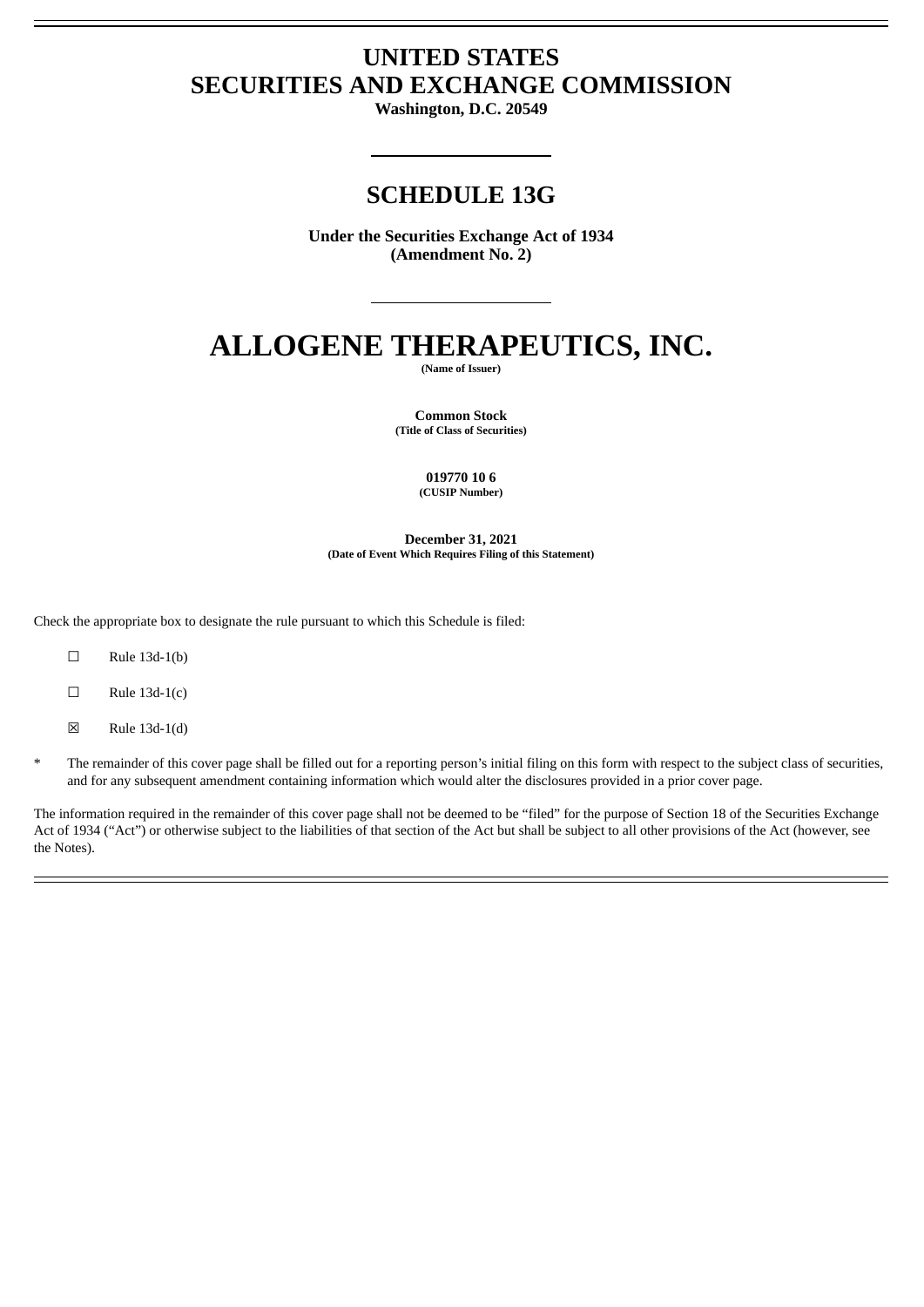# UNITED STATES
# SECURITIES AND EXCHANGE COMMISSION

**Washington, D.C. 20549**

---

## SCHEDULE 13G

**Under the Securities Exchange Act of 1934**
**(Amendment No. 2)**

---

# ALLOGENE THERAPEUTICS, INC.

**(Name of Issuer)**

**Common Stock**
**(Title of Class of Securities)**

**019770 10 6**
**(CUSIP Number)**

**December 31, 2021**
**(Date of Event Which Requires Filing of this Statement)**

Check the appropriate box to designate the rule pursuant to which this Schedule is filed:

☐ Rule 13d-1(b)

☐ Rule 13d-1(c)

☒ Rule 13d-1(d)

* The remainder of this cover page shall be filled out for a reporting person's initial filing on this form with respect to the subject class of securities, and for any subsequent amendment containing information which would alter the disclosures provided in a prior cover page.

The information required in the remainder of this cover page shall not be deemed to be "filed" for the purpose of Section 18 of the Securities Exchange Act of 1934 ("Act") or otherwise subject to the liabilities of that section of the Act but shall be subject to all other provisions of the Act (however, see the Notes).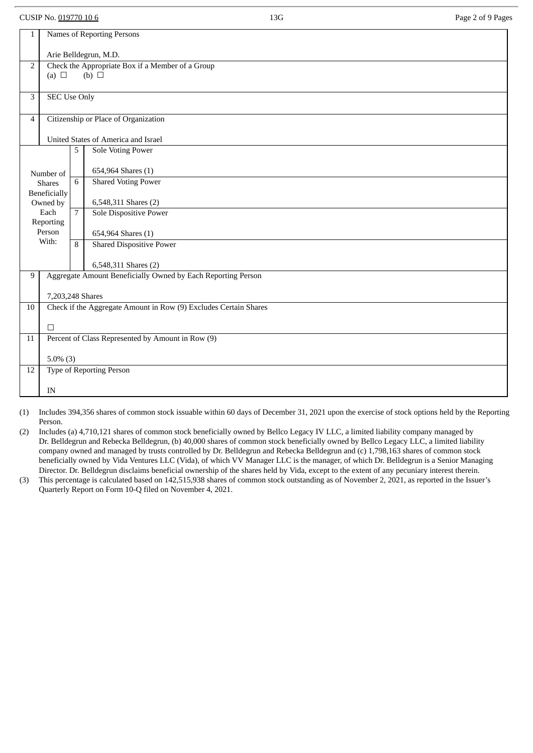CUSIP No. 019770 10 6 | 13G

| | | | |
|---|---|---|---|
| 1 | Names of Reporting Persons<br><br>Arie Belldegrun, M.D. | | |
| 2 | Check the Appropriate Box if a Member of a Group<br>(a) ☐ (b) ☐ | | |
| 3 | SEC Use Only | | |
| 4 | Citizenship or Place of Organization<br><br>United States of America and Israel | | |
| Number of Shares Beneficially Owned by Each Reporting Person With: | 5 | Sole Voting Power<br><br>654,964 Shares (1) | |
| | 6 | Shared Voting Power<br><br>6,548,311 Shares (2) | |
| | 7 | Sole Dispositive Power<br><br>654,964 Shares (1) | |
| | 8 | Shared Dispositive Power<br><br>6,548,311 Shares (2) | |
| 9 | Aggregate Amount Beneficially Owned by Each Reporting Person<br><br>7,203,248 Shares | | |
| 10 | Check if the Aggregate Amount in Row (9) Excludes Certain Shares<br><br>☐ | | |
| 11 | Percent of Class Represented by Amount in Row (9)<br><br>5.0% (3) | | |
| 12 | Type of Reporting Person<br><br>IN | | |

(1) Includes 394,356 shares of common stock issuable within 60 days of December 31, 2021 upon the exercise of stock options held by the Reporting Person.

(2) Includes (a) 4,710,121 shares of common stock beneficially owned by Bellco Legacy IV LLC, a limited liability company managed by Dr. Belldegrun and Rebecka Belldegrun, (b) 40,000 shares of common stock beneficially owned by Bellco Legacy LLC, a limited liability company owned and managed by trusts controlled by Dr. Belldegrun and Rebecka Belldegrun and (c) 1,798,163 shares of common stock beneficially owned by Vida Ventures LLC (Vida), of which VV Manager LLC is the manager, of which Dr. Belldegrun is a Senior Managing Director. Dr. Belldegrun disclaims beneficial ownership of the shares held by Vida, except to the extent of any pecuniary interest therein.

(3) This percentage is calculated based on 142,515,938 shares of common stock outstanding as of November 2, 2021, as reported in the Issuer's Quarterly Report on Form 10-Q filed on November 4, 2021.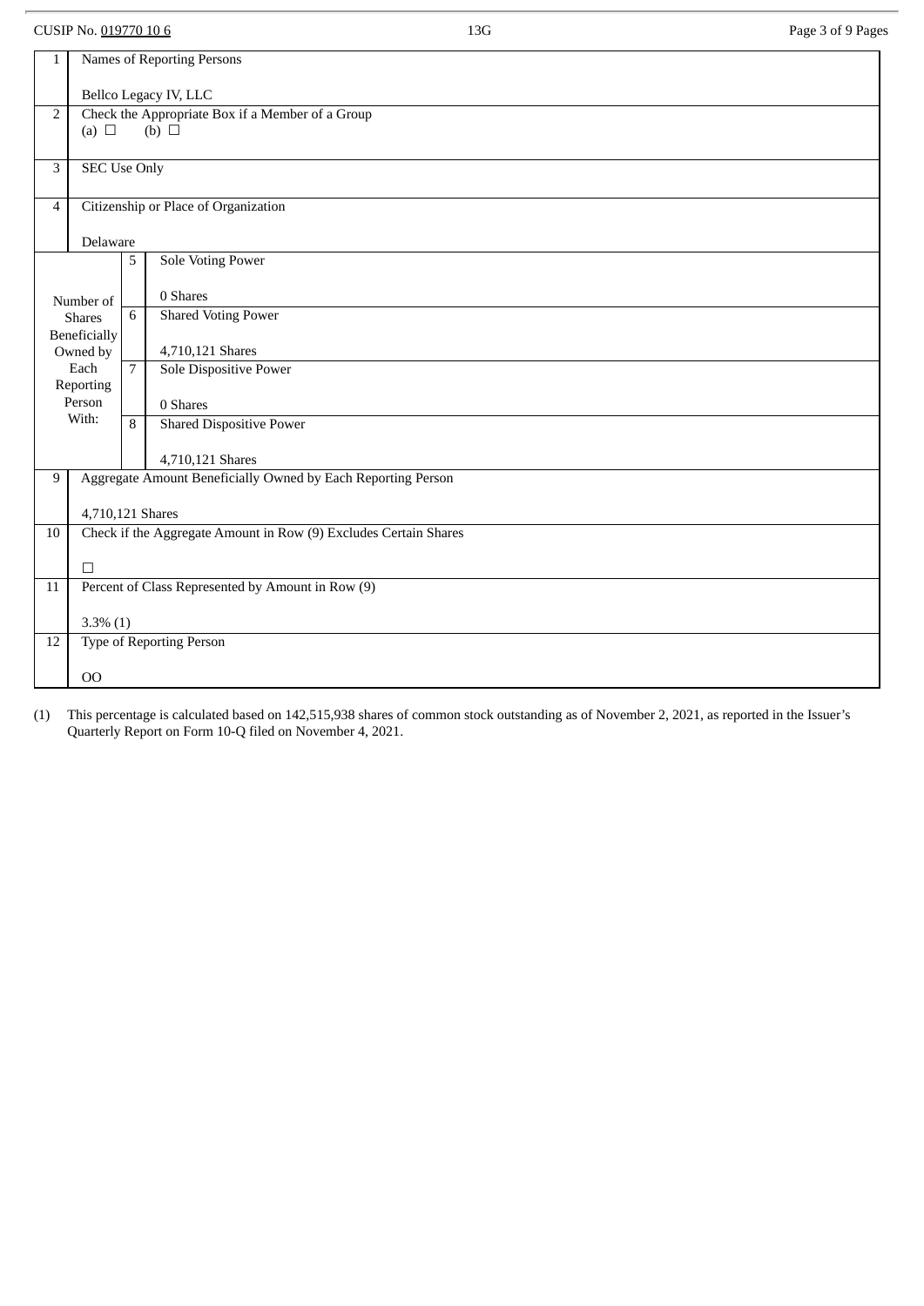CUSIP No. 019770 10 6

| 1 | Names of Reporting Persons<br><br>Bellco Legacy IV, LLC | |
|---|---|---|
| 2 | Check the Appropriate Box if a Member of a Group<br>(a) ☐ (b) ☐ | |
| 3 | SEC Use Only | |
| 4 | Citizenship or Place of Organization<br><br>Delaware | |
| Number of Shares Beneficially Owned by Each Reporting Person With: | 5 | Sole Voting Power<br><br>0 Shares |
| | 6 | Shared Voting Power<br><br>4,710,121 Shares |
| | 7 | Sole Dispositive Power<br><br>0 Shares |
| | 8 | Shared Dispositive Power<br><br>4,710,121 Shares |
| 9 | Aggregate Amount Beneficially Owned by Each Reporting Person<br><br>4,710,121 Shares | |
| 10 | Check if the Aggregate Amount in Row (9) Excludes Certain Shares<br><br>☐ | |
| 11 | Percent of Class Represented by Amount in Row (9)<br><br>3.3% (1) | |
| 12 | Type of Reporting Person<br><br>OO | |

(1) This percentage is calculated based on 142,515,938 shares of common stock outstanding as of November 2, 2021, as reported in the Issuer's Quarterly Report on Form 10-Q filed on November 4, 2021.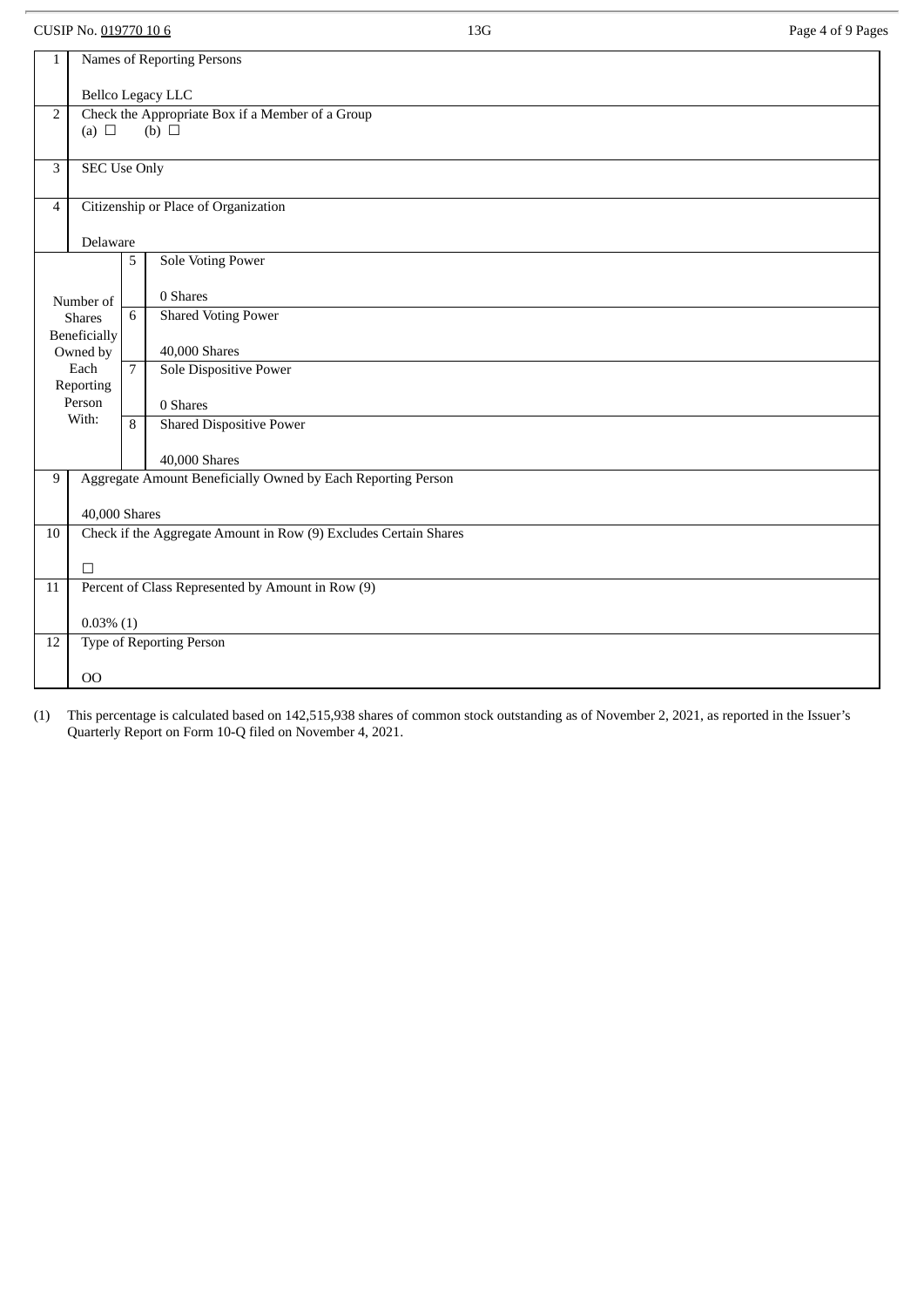CUSIP No. 019770 10 6 13G

| | | |
|---|---|---|
| 1 | Names of Reporting Persons<br><br>Bellco Legacy LLC | |
| 2 | Check the Appropriate Box if a Member of a Group<br>(a) ☐ (b) ☐ | |
| 3 | SEC Use Only | |
| 4 | Citizenship or Place of Organization<br><br>Delaware | |
| Number of Shares Beneficially Owned by Each Reporting Person With: | 5 | Sole Voting Power<br><br>0 Shares |
| | 6 | Shared Voting Power<br><br>40,000 Shares |
| | 7 | Sole Dispositive Power<br><br>0 Shares |
| | 8 | Shared Dispositive Power<br><br>40,000 Shares |
| 9 | Aggregate Amount Beneficially Owned by Each Reporting Person<br><br>40,000 Shares | |
| 10 | Check if the Aggregate Amount in Row (9) Excludes Certain Shares<br><br>☐ | |
| 11 | Percent of Class Represented by Amount in Row (9)<br><br>0.03% (1) | |
| 12 | Type of Reporting Person<br><br>OO | |

(1) This percentage is calculated based on 142,515,938 shares of common stock outstanding as of November 2, 2021, as reported in the Issuer's Quarterly Report on Form 10-Q filed on November 4, 2021.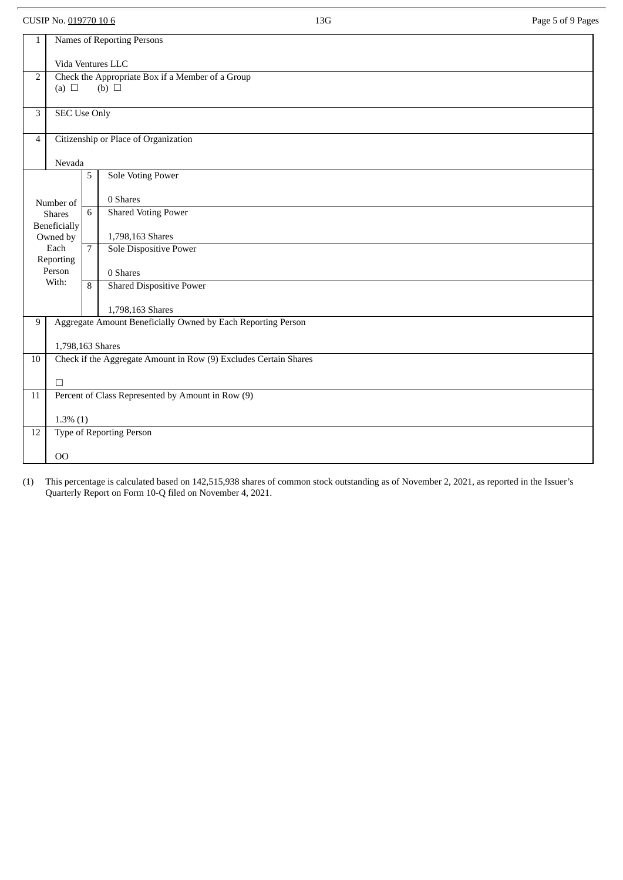CUSIP No. 019770 10 6

13G

| | | | |
|---|---|---|---|
| 1 | Names of Reporting Persons<br><br>Vida Ventures LLC | | |
| 2 | Check the Appropriate Box if a Member of a Group<br>(a) ☐ (b) ☐ | | |
| 3 | SEC Use Only | | |
| 4 | Citizenship or Place of Organization<br><br>Nevada | | |
| Number of Shares Beneficially Owned by Each Reporting Person With: | 5 | Sole Voting Power<br><br>0 Shares | |
| | 6 | Shared Voting Power<br><br>1,798,163 Shares | |
| | 7 | Sole Dispositive Power<br><br>0 Shares | |
| | 8 | Shared Dispositive Power<br><br>1,798,163 Shares | |
| 9 | Aggregate Amount Beneficially Owned by Each Reporting Person<br><br>1,798,163 Shares | | |
| 10 | Check if the Aggregate Amount in Row (9) Excludes Certain Shares<br><br>☐ | | |
| 11 | Percent of Class Represented by Amount in Row (9)<br><br>1.3% (1) | | |
| 12 | Type of Reporting Person<br><br>OO | | |

(1) This percentage is calculated based on 142,515,938 shares of common stock outstanding as of November 2, 2021, as reported in the Issuer's Quarterly Report on Form 10-Q filed on November 4, 2021.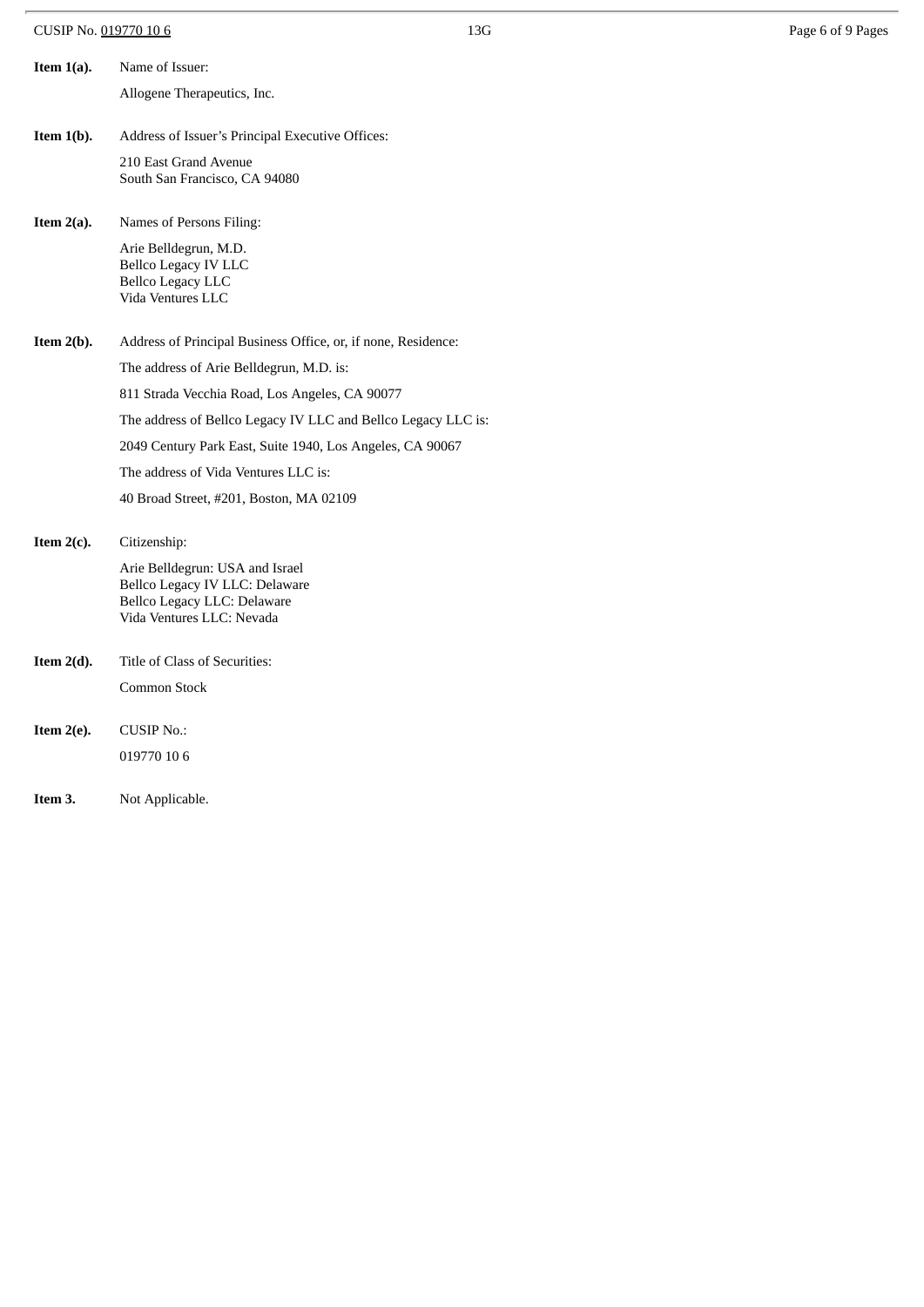**Item 1(a).** Name of Issuer:

Allogene Therapeutics, Inc.

**Item 1(b).** Address of Issuer's Principal Executive Offices:

210 East Grand Avenue
South San Francisco, CA 94080

**Item 2(a).** Names of Persons Filing:

Arie Belldegrun, M.D.
Bellco Legacy IV LLC
Bellco Legacy LLC
Vida Ventures LLC

**Item 2(b).** Address of Principal Business Office, or, if none, Residence:

The address of Arie Belldegrun, M.D. is:

811 Strada Vecchia Road, Los Angeles, CA 90077

The address of Bellco Legacy IV LLC and Bellco Legacy LLC is:

2049 Century Park East, Suite 1940, Los Angeles, CA 90067

The address of Vida Ventures LLC is:

40 Broad Street, #201, Boston, MA 02109

**Item 2(c).** Citizenship:

Arie Belldegrun: USA and Israel
Bellco Legacy IV LLC: Delaware
Bellco Legacy LLC: Delaware
Vida Ventures LLC: Nevada

**Item 2(d).** Title of Class of Securities:

Common Stock

**Item 2(e).** CUSIP No.:

019770 10 6

**Item 3.** Not Applicable.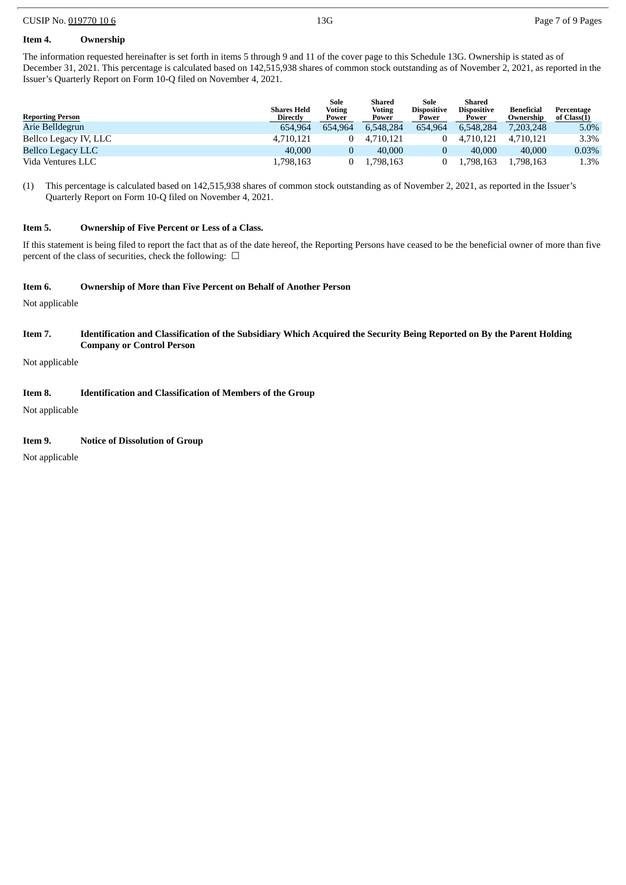**Item 4. Ownership**

The information requested hereinafter is set forth in items 5 through 9 and 11 of the cover page to this Schedule 13G. Ownership is stated as of December 31, 2021. This percentage is calculated based on 142,515,938 shares of common stock outstanding as of November 2, 2021, as reported in the Issuer's Quarterly Report on Form 10-Q filed on November 4, 2021.

| Reporting Person | Shares Held Directly | Sole Voting Power | Shared Voting Power | Sole Dispositive Power | Shared Dispositive Power | Beneficial Ownership | Percentage of Class(1) |
|---|---|---|---|---|---|---|---|
| Arie Belldegrun | 654,964 | 654,964 | 6,548,284 | 654,964 | 6,548,284 | 7,203,248 | 5.0% |
| Bellco Legacy IV, LLC | 4,710,121 | 0 | 4,710,121 | 0 | 4,710,121 | 4,710,121 | 3.3% |
| Bellco Legacy LLC | 40,000 | 0 | 40,000 | 0 | 40,000 | 40,000 | 0.03% |
| Vida Ventures LLC | 1,798,163 | 0 | 1,798,163 | 0 | 1,798,163 | 1,798,163 | 1.3% |

(1) This percentage is calculated based on 142,515,938 shares of common stock outstanding as of November 2, 2021, as reported in the Issuer's Quarterly Report on Form 10-Q filed on November 4, 2021.

**Item 5. Ownership of Five Percent or Less of a Class.**

If this statement is being filed to report the fact that as of the date hereof, the Reporting Persons have ceased to be the beneficial owner of more than five percent of the class of securities, check the following: ☐

**Item 6. Ownership of More than Five Percent on Behalf of Another Person**

Not applicable

**Item 7. Identification and Classification of the Subsidiary Which Acquired the Security Being Reported on By the Parent Holding Company or Control Person**

Not applicable

**Item 8. Identification and Classification of Members of the Group**

Not applicable

**Item 9. Notice of Dissolution of Group**

Not applicable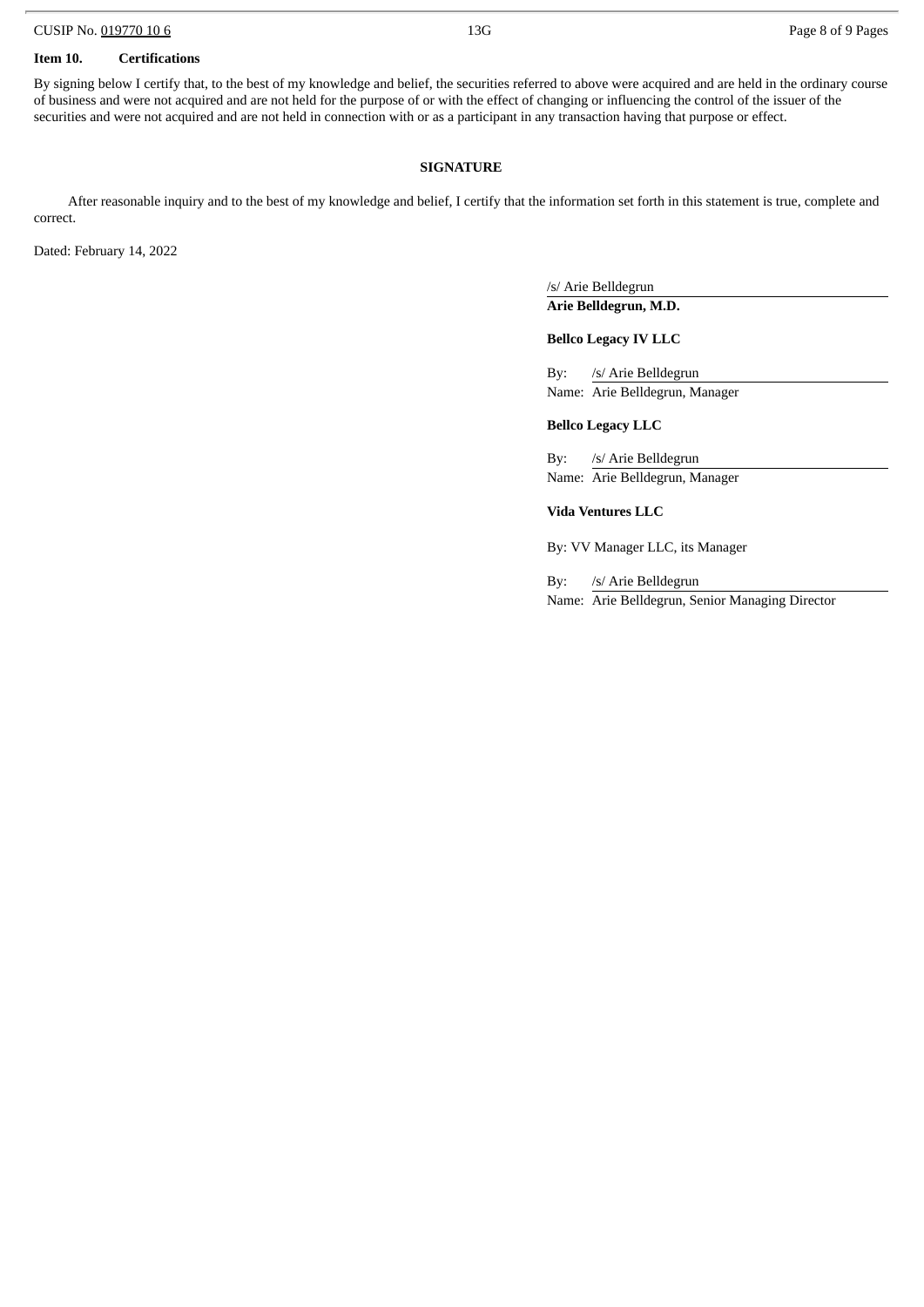**Item 10. Certifications**

By signing below I certify that, to the best of my knowledge and belief, the securities referred to above were acquired and are held in the ordinary course of business and were not acquired and are not held for the purpose of or with the effect of changing or influencing the control of the issuer of the securities and were not acquired and are not held in connection with or as a participant in any transaction having that purpose or effect.

**SIGNATURE**

After reasonable inquiry and to the best of my knowledge and belief, I certify that the information set forth in this statement is true, complete and correct.

Dated: February 14, 2022

/s/ Arie Belldegrun
**Arie Belldegrun, M.D.**

**Bellco Legacy IV LLC**

By: /s/ Arie Belldegrun
Name: Arie Belldegrun, Manager

**Bellco Legacy LLC**

By: /s/ Arie Belldegrun
Name: Arie Belldegrun, Manager

**Vida Ventures LLC**

By: VV Manager LLC, its Manager

By: /s/ Arie Belldegrun
Name: Arie Belldegrun, Senior Managing Director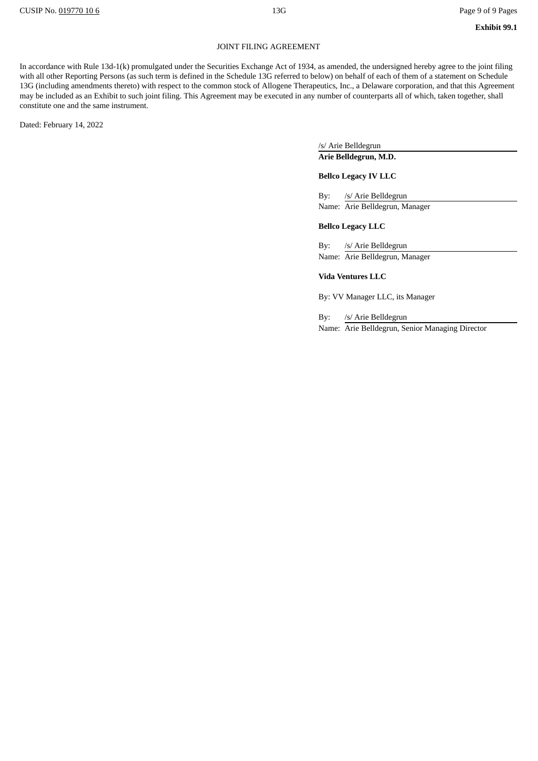**Exhibit 99.1**

JOINT FILING AGREEMENT

In accordance with Rule 13d-1(k) promulgated under the Securities Exchange Act of 1934, as amended, the undersigned hereby agree to the joint filing with all other Reporting Persons (as such term is defined in the Schedule 13G referred to below) on behalf of each of them of a statement on Schedule 13G (including amendments thereto) with respect to the common stock of Allogene Therapeutics, Inc., a Delaware corporation, and that this Agreement may be included as an Exhibit to such joint filing. This Agreement may be executed in any number of counterparts all of which, taken together, shall constitute one and the same instrument.

Dated: February 14, 2022

/s/ Arie Belldegrun
**Arie Belldegrun, M.D.**

**Bellco Legacy IV LLC**

By: /s/ Arie Belldegrun
Name: Arie Belldegrun, Manager

**Bellco Legacy LLC**

By: /s/ Arie Belldegrun
Name: Arie Belldegrun, Manager

**Vida Ventures LLC**

By: VV Manager LLC, its Manager

By: /s/ Arie Belldegrun
Name: Arie Belldegrun, Senior Managing Director